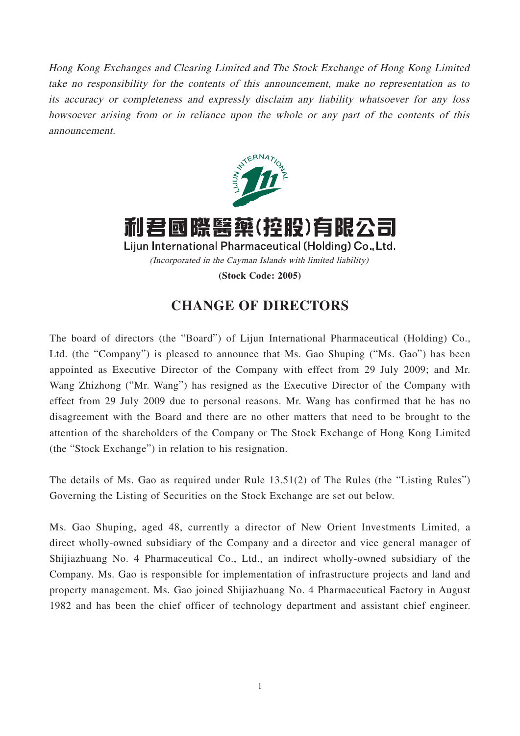*Hong Kong Exchanges and Clearing Limited and The Stock Exchange of Hong Kong Limited take no responsibility for the contents of this announcement, make no representation as to its accuracy or completeness and expressly disclaim any liability whatsoever for any loss howsoever arising from or in reliance upon the whole or any part of the contents of this announcement.*

**利君國際醫藥(控股)有限公司**

**Lijun International Pharmaceutical (Holding) Co., Ltd.**

*(Incorporated in the Cayman Islands with limited liability)*

**(Stock Code: 2005)**

# CHANGE OF DIRECTORS

The board of directors (the "Board") of Lijun International Pharmaceutical (Holding) Co., Ltd. (the "Company") is pleased to announce that Ms. Gao Shuping ("Ms. Gao") has been appointed as Executive Director of the Company with effect from 29 July 2009; and Mr. Wang Zhizhong ("Mr. Wang") has resigned as the Executive Director of the Company with effect from 29 July 2009 due to personal reasons. Mr. Wang has confirmed that he has no disagreement with the Board and there are no other matters that need to be brought to the attention of the shareholders of the Company or The Stock Exchange of Hong Kong Limited (the "Stock Exchange") in relation to his resignation.

The details of Ms. Gao as required under Rule 13.51(2) of The Rules (the "Listing Rules") Governing the Listing of Securities on the Stock Exchange are set out below.

Ms. Gao Shuping, aged 48, currently a director of New Orient Investments Limited, a direct wholly-owned subsidiary of the Company and a director and vice general manager of Shijiazhuang No. 4 Pharmaceutical Co., Ltd., an indirect wholly-owned subsidiary of the Company. Ms. Gao is responsible for implementation of infrastructure projects and land and property management. Ms. Gao joined Shijiazhuang No. 4 Pharmaceutical Factory in August 1982 and has been the chief officer of technology department and assistant chief engineer.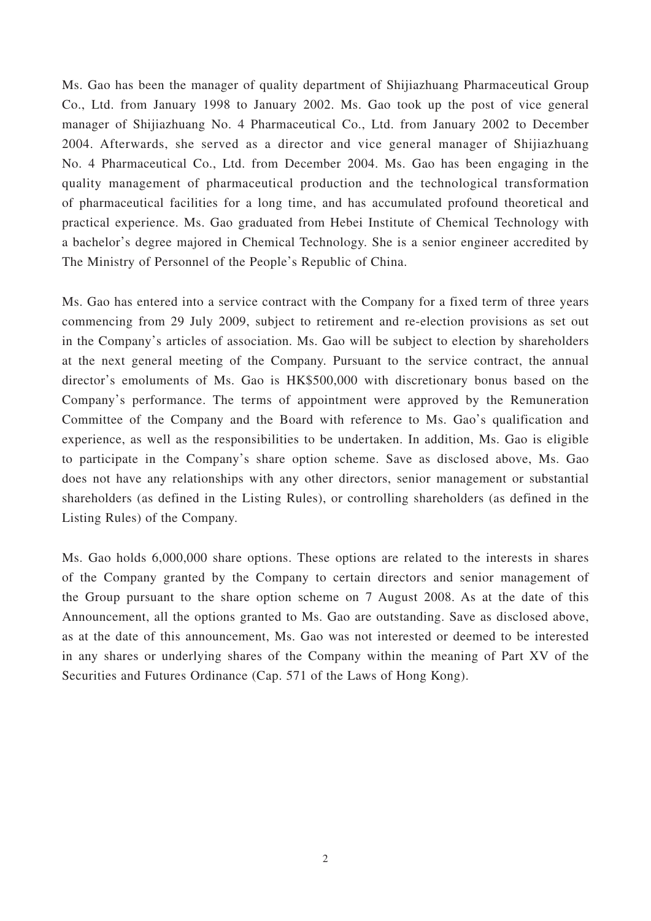Ms. Gao has been the manager of quality department of Shijiazhuang Pharmaceutical Group Co., Ltd. from January 1998 to January 2002. Ms. Gao took up the post of vice general manager of Shijiazhuang No. 4 Pharmaceutical Co., Ltd. from January 2002 to December 2004. Afterwards, she served as a director and vice general manager of Shijiazhuang No. 4 Pharmaceutical Co., Ltd. from December 2004. Ms. Gao has been engaging in the quality management of pharmaceutical production and the technological transformation of pharmaceutical facilities for a long time, and has accumulated profound theoretical and practical experience. Ms. Gao graduated from Hebei Institute of Chemical Technology with a bachelor's degree majored in Chemical Technology. She is a senior engineer accredited by The Ministry of Personnel of the People's Republic of China.

Ms. Gao has entered into a service contract with the Company for a fixed term of three years commencing from 29 July 2009, subject to retirement and re-election provisions as set out in the Company's articles of association. Ms. Gao will be subject to election by shareholders at the next general meeting of the Company. Pursuant to the service contract, the annual director's emoluments of Ms. Gao is HK$500,000 with discretionary bonus based on the Company's performance. The terms of appointment were approved by the Remuneration Committee of the Company and the Board with reference to Ms. Gao's qualification and experience, as well as the responsibilities to be undertaken. In addition, Ms. Gao is eligible to participate in the Company's share option scheme. Save as disclosed above, Ms. Gao does not have any relationships with any other directors, senior management or substantial shareholders (as defined in the Listing Rules), or controlling shareholders (as defined in the Listing Rules) of the Company.

Ms. Gao holds 6,000,000 share options. These options are related to the interests in shares of the Company granted by the Company to certain directors and senior management of the Group pursuant to the share option scheme on 7 August 2008. As at the date of this Announcement, all the options granted to Ms. Gao are outstanding. Save as disclosed above, as at the date of this announcement, Ms. Gao was not interested or deemed to be interested in any shares or underlying shares of the Company within the meaning of Part XV of the Securities and Futures Ordinance (Cap. 571 of the Laws of Hong Kong).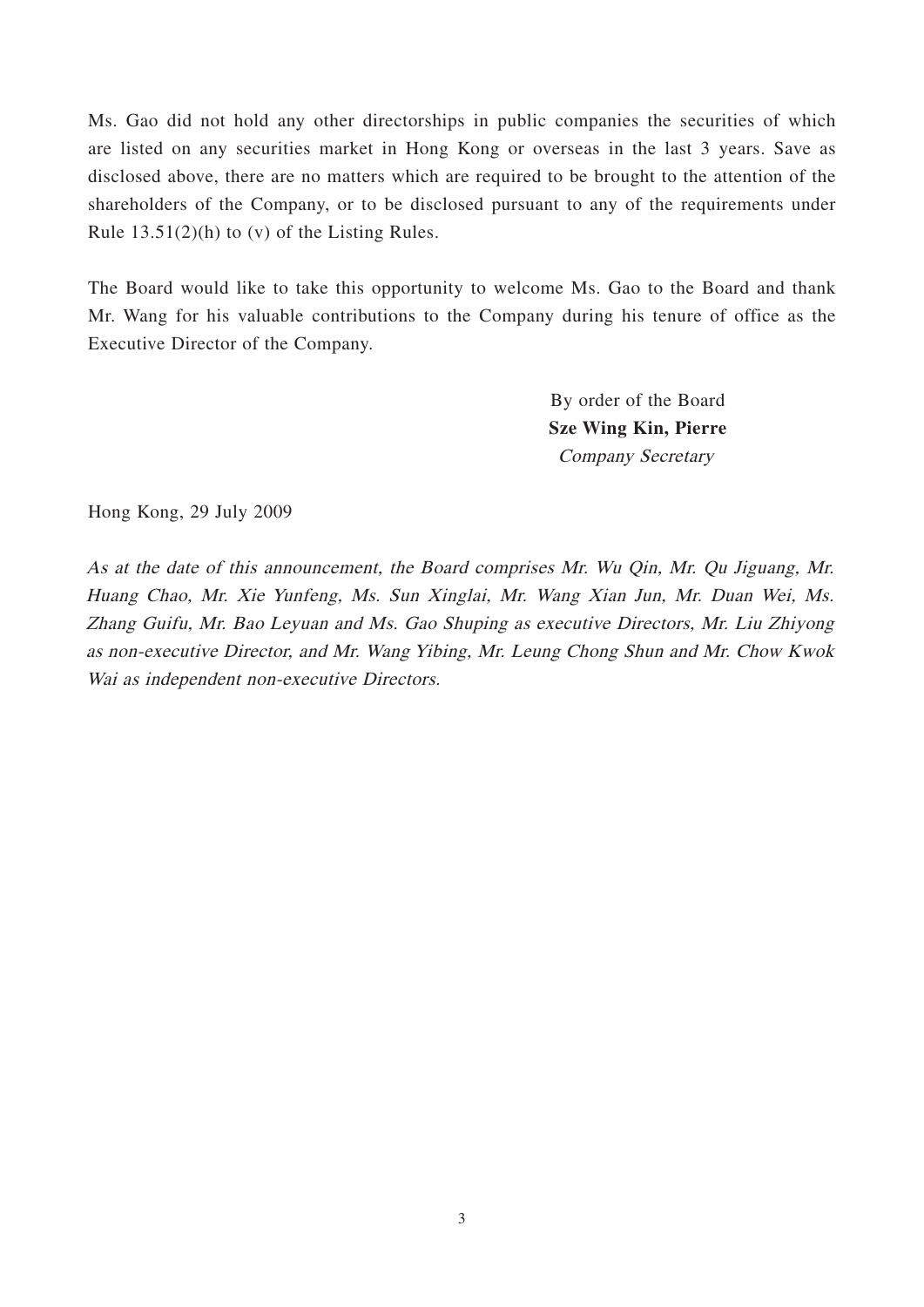Ms. Gao did not hold any other directorships in public companies the securities of which are listed on any securities market in Hong Kong or overseas in the last 3 years. Save as disclosed above, there are no matters which are required to be brought to the attention of the shareholders of the Company, or to be disclosed pursuant to any of the requirements under Rule 13.51(2)(h) to (v) of the Listing Rules.

The Board would like to take this opportunity to welcome Ms. Gao to the Board and thank Mr. Wang for his valuable contributions to the Company during his tenure of office as the Executive Director of the Company.

By order of the Board
**Sze Wing Kin, Pierre**
*Company Secretary*

Hong Kong, 29 July 2009

*As at the date of this announcement, the Board comprises Mr. Wu Qin, Mr. Qu Jiguang, Mr. Huang Chao, Mr. Xie Yunfeng, Ms. Sun Xinglai, Mr. Wang Xian Jun, Mr. Duan Wei, Ms. Zhang Guifu, Mr. Bao Leyuan and Ms. Gao Shuping as executive Directors, Mr. Liu Zhiyong as non-executive Director, and Mr. Wang Yibing, Mr. Leung Chong Shun and Mr. Chow Kwok Wai as independent non-executive Directors.*